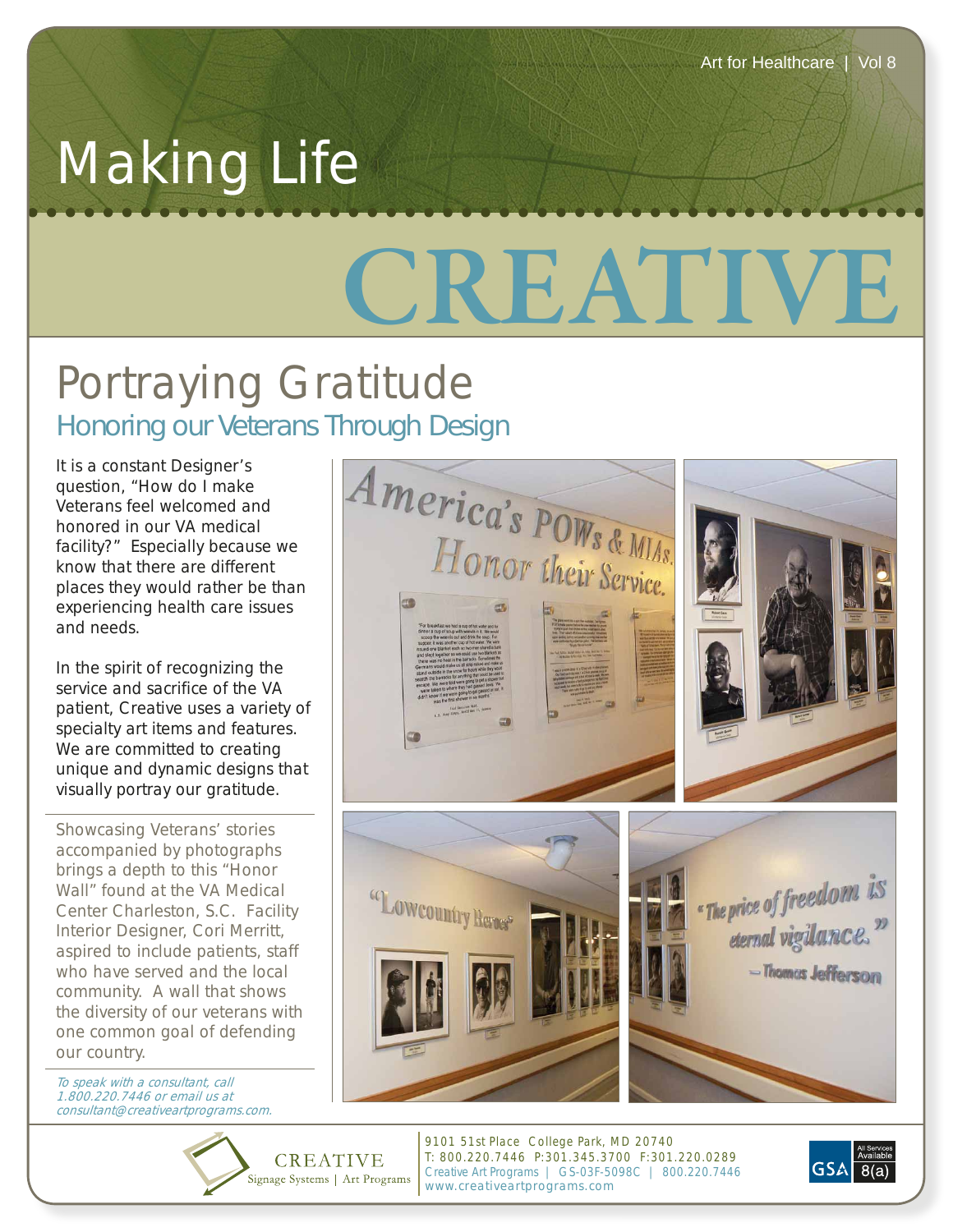Art for Healthcare | Vol 8

# Making Life CREATIVE

## Portraying Gratitude

### Honoring our Veterans Through Design

It is a constant Designer's question, "How do I make Veterans feel welcomed and honored in our VA medical facility?" Especially because we know that there are different places they would rather be than experiencing health care issues and needs.

In the spirit of recognizing the service and sacrifice of the VA patient, Creative uses a variety of specialty art items and features. We are committed to creating unique and dynamic designs that visually portray our gratitude.

Showcasing Veterans' stories accompanied by photographs brings a depth to this "Honor Wall" found at the VA Medical Center Charleston, S.C. Facility Interior Designer, Cori Merritt, aspired to include patients, staff who have served and the local community. A wall that shows the diversity of our veterans with one common goal of defending our country.

*To speak with a consultant, call 1.800.220.7446 or email us at consultant@creativeartprograms.com.*

CREATIVE
Signage Systems | Art Programs

9101 51st Place College Park, MD 20740
T: 800.220.7446 P:301.345.3700 F:301.220.0289
Creative Art Programs | GS-03F-5098C | 800.220.7446
www.creativeartprograms.com

GSA All Services Available 8(a)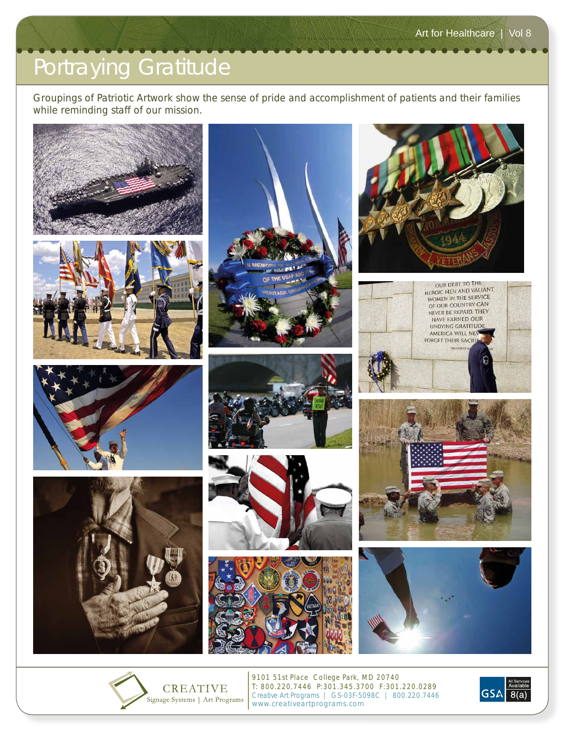# Portraying Gratitude

Groupings of Patriotic Artwork show the sense of pride and accomplishment of patients and their families while reminding staff of our mission.

CREATIVE
Signage Systems | Art Programs

9101 51st Place College Park, MD 20740
T: 800.220.7446 P:301.345.3700 F:301.220.0289
Creative Art Programs | GS-03F-5098C | 800.220.7446
www.creativeartprograms.com

GSA All Services Available 8(a)